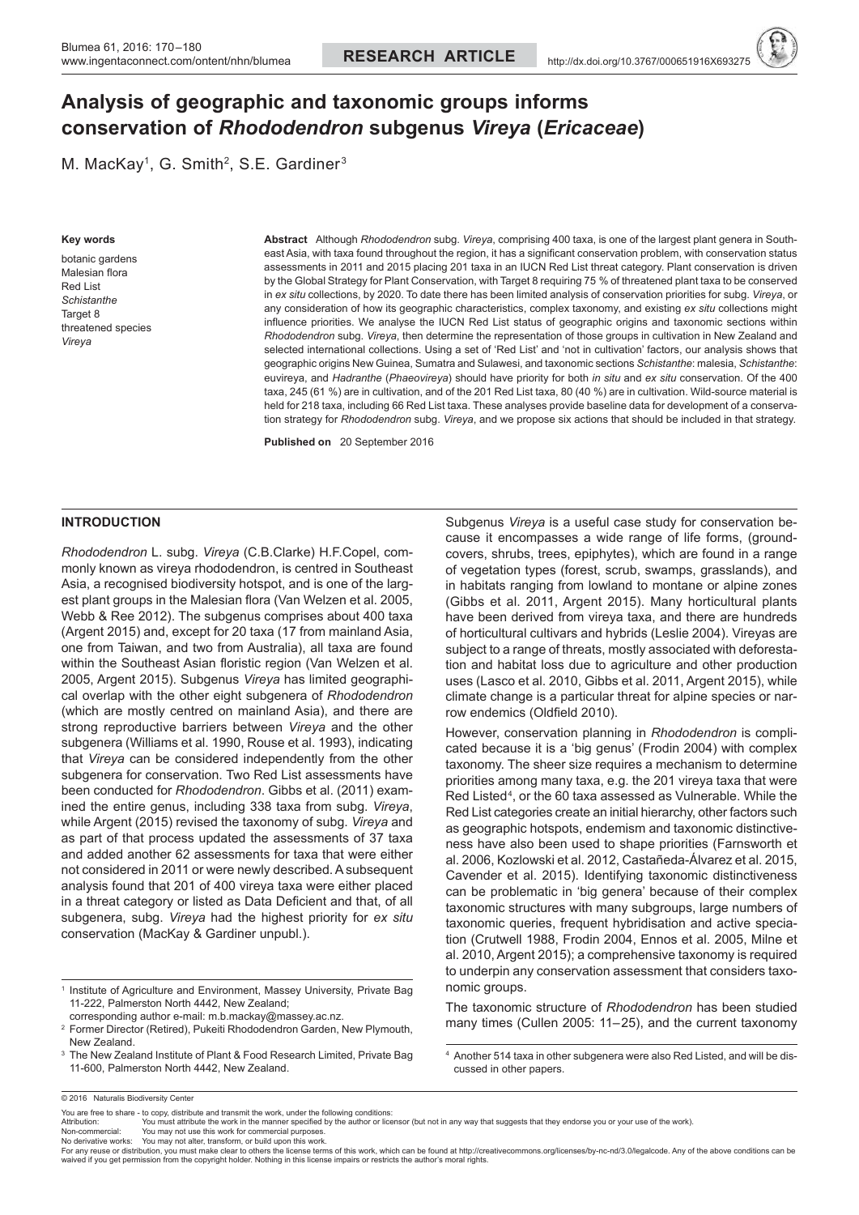RESEARCH ARTICLE

http://dx.doi.org/10.3767/000651916X693275

# Analysis of geographic and taxonomic groups informs conservation of *Rhododendron* subgenus *Vireya* (*Ericaceae*)

M. MacKay[1], G. Smith[2], S.E. Gardiner[3]

**Key words**

botanic gardens
Malesian flora
Red List
*Schistanthe*
Target 8
threatened species
*Vireya*

**Abstract** Although *Rhododendron* subg. *Vireya*, comprising 400 taxa, is one of the largest plant genera in Southeast Asia, with taxa found throughout the region, it has a significant conservation problem, with conservation status assessments in 2011 and 2015 placing 201 taxa in an IUCN Red List threat category. Plant conservation is driven by the Global Strategy for Plant Conservation, with Target 8 requiring 75 % of threatened plant taxa to be conserved in *ex situ* collections, by 2020. To date there has been limited analysis of conservation priorities for subg. *Vireya*, or any consideration of how its geographic characteristics, complex taxonomy, and existing *ex situ* collections might influence priorities. We analyse the IUCN Red List status of geographic origins and taxonomic sections within *Rhododendron* subg. *Vireya*, then determine the representation of those groups in cultivation in New Zealand and selected international collections. Using a set of 'Red List' and 'not in cultivation' factors, our analysis shows that geographic origins New Guinea, Sumatra and Sulawesi, and taxonomic sections *Schistanthe*: malesia, *Schistanthe*: euvireya, and *Hadranthe* (*Phaeovireya*) should have priority for both *in situ* and *ex situ* conservation. Of the 400 taxa, 245 (61 %) are in cultivation, and of the 201 Red List taxa, 80 (40 %) are in cultivation. Wild-source material is held for 218 taxa, including 66 Red List taxa. These analyses provide baseline data for development of a conservation strategy for *Rhododendron* subg. *Vireya*, and we propose six actions that should be included in that strategy.

**Published on** 20 September 2016

## INTRODUCTION

*Rhododendron* L. subg. *Vireya* (C.B.Clarke) H.F.Copel, commonly known as vireya rhododendron, is centred in Southeast Asia, a recognised biodiversity hotspot, and is one of the largest plant groups in the Malesian flora (Van Welzen et al. 2005, Webb & Ree 2012). The subgenus comprises about 400 taxa (Argent 2015) and, except for 20 taxa (17 from mainland Asia, one from Taiwan, and two from Australia), all taxa are found within the Southeast Asian floristic region (Van Welzen et al. 2005, Argent 2015). Subgenus *Vireya* has limited geographical overlap with the other eight subgenera of *Rhododendron* (which are mostly centred on mainland Asia), and there are strong reproductive barriers between *Vireya* and the other subgenera (Williams et al. 1990, Rouse et al. 1993), indicating that *Vireya* can be considered independently from the other subgenera for conservation. Two Red List assessments have been conducted for *Rhododendron*. Gibbs et al. (2011) examined the entire genus, including 338 taxa from subg. *Vireya*, while Argent (2015) revised the taxonomy of subg. *Vireya* and as part of that process updated the assessments of 37 taxa and added another 62 assessments for taxa that were either not considered in 2011 or were newly described. A subsequent analysis found that 201 of 400 vireya taxa were either placed in a threat category or listed as Data Deficient and that, of all subgenera, subg. *Vireya* had the highest priority for *ex situ* conservation (MacKay & Gardiner unpubl.).

Subgenus *Vireya* is a useful case study for conservation because it encompasses a wide range of life forms, (groundcovers, shrubs, trees, epiphytes), which are found in a range of vegetation types (forest, scrub, swamps, grasslands), and in habitats ranging from lowland to montane or alpine zones (Gibbs et al. 2011, Argent 2015). Many horticultural plants have been derived from vireya taxa, and there are hundreds of horticultural cultivars and hybrids (Leslie 2004). Vireyas are subject to a range of threats, mostly associated with deforestation and habitat loss due to agriculture and other production uses (Lasco et al. 2010, Gibbs et al. 2011, Argent 2015), while climate change is a particular threat for alpine species or narrow endemics (Oldfield 2010).

However, conservation planning in *Rhododendron* is complicated because it is a 'big genus' (Frodin 2004) with complex taxonomy. The sheer size requires a mechanism to determine priorities among many taxa, e.g. the 201 vireya taxa that were Red Listed[4], or the 60 taxa assessed as Vulnerable. While the Red List categories create an initial hierarchy, other factors such as geographic hotspots, endemism and taxonomic distinctiveness have also been used to shape priorities (Farnsworth et al. 2006, Kozlowski et al. 2012, Castañeda-Álvarez et al. 2015, Cavender et al. 2015). Identifying taxonomic distinctiveness can be problematic in 'big genera' because of their complex taxonomic structures with many subgroups, large numbers of taxonomic queries, frequent hybridisation and active speciation (Crutwell 1988, Frodin 2004, Ennos et al. 2005, Milne et al. 2010, Argent 2015); a comprehensive taxonomy is required to underpin any conservation assessment that considers taxonomic groups.

The taxonomic structure of *Rhododendron* has been studied many times (Cullen 2005: 11–25), and the current taxonomy

[1] Institute of Agriculture and Environment, Massey University, Private Bag 11-222, Palmerston North 4442, New Zealand;
corresponding author e-mail: m.b.mackay@massey.ac.nz.

[2] Former Director (Retired), Pukeiti Rhododendron Garden, New Plymouth, New Zealand.

[3] The New Zealand Institute of Plant & Food Research Limited, Private Bag 11-600, Palmerston North 4442, New Zealand.

[4] Another 514 taxa in other subgenera were also Red Listed, and will be discussed in other papers.

© 2016 Naturalis Biodiversity Center

You are free to share - to copy, distribute and transmit the work, under the following conditions:
Attribution: You must attribute the work in the manner specified by the author or licensor (but not in any way that suggests that they endorse you or your use of the work).
Non-commercial: You may not use this work for commercial purposes.
No derivative works: You may not alter, transform, or build upon this work.
For any reuse or distribution, you must make clear to others the license terms of this work, which can be found at http://creativecommons.org/licenses/by-nc-nd/3.0/legalcode. Any of the above conditions can be waived if you get permission from the copyright holder. Nothing in this license impairs or restricts the author's moral rights.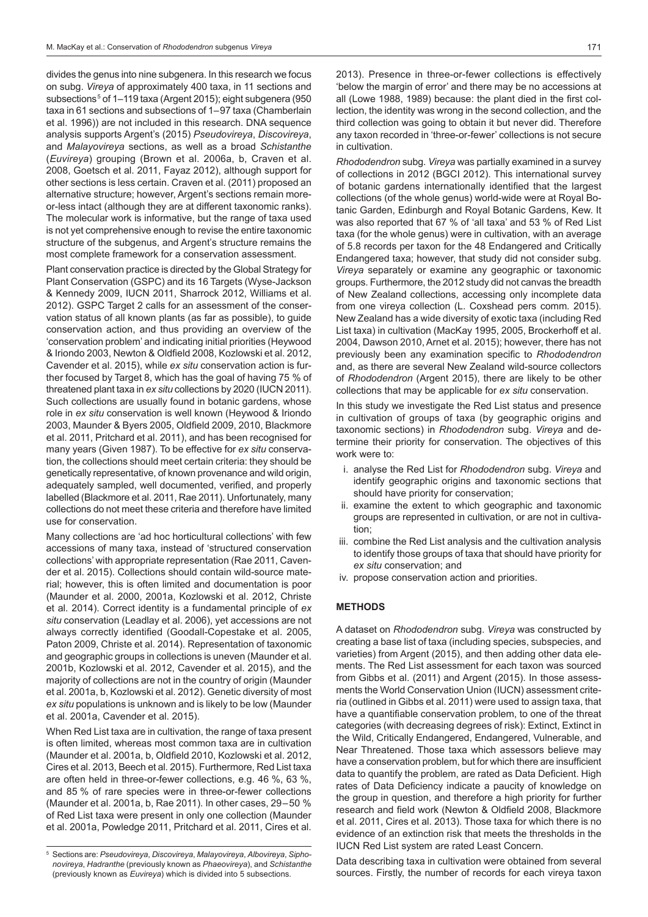divides the genus into nine subgenera. In this research we focus on subg. *Vireya* of approximately 400 taxa, in 11 sections and subsections[5] of 1–119 taxa (Argent 2015); eight subgenera (950 taxa in 61 sections and subsections of 1–97 taxa (Chamberlain et al. 1996)) are not included in this research. DNA sequence analysis supports Argent's (2015) *Pseudovireya*, *Discovireya*, and *Malayovireya* sections, as well as a broad *Schistanthe* (*Euvireya*) grouping (Brown et al. 2006a, b, Craven et al. 2008, Goetsch et al. 2011, Fayaz 2012), although support for other sections is less certain. Craven et al. (2011) proposed an alternative structure; however, Argent's sections remain more-or-less intact (although they are at different taxonomic ranks). The molecular work is informative, but the range of taxa used is not yet comprehensive enough to revise the entire taxonomic structure of the subgenus, and Argent's structure remains the most complete framework for a conservation assessment.

Plant conservation practice is directed by the Global Strategy for Plant Conservation (GSPC) and its 16 Targets (Wyse-Jackson & Kennedy 2009, IUCN 2011, Sharrock 2012, Williams et al. 2012). GSPC Target 2 calls for an assessment of the conservation status of all known plants (as far as possible), to guide conservation action, and thus providing an overview of the 'conservation problem' and indicating initial priorities (Heywood & Iriondo 2003, Newton & Oldfield 2008, Kozlowski et al. 2012, Cavender et al. 2015), while *ex situ* conservation action is further focused by Target 8, which has the goal of having 75 % of threatened plant taxa in *ex situ* collections by 2020 (IUCN 2011). Such collections are usually found in botanic gardens, whose role in *ex situ* conservation is well known (Heywood & Iriondo 2003, Maunder & Byers 2005, Oldfield 2009, 2010, Blackmore et al. 2011, Pritchard et al. 2011), and has been recognised for many years (Given 1987). To be effective for *ex situ* conservation, the collections should meet certain criteria: they should be genetically representative, of known provenance and wild origin, adequately sampled, well documented, verified, and properly labelled (Blackmore et al. 2011, Rae 2011). Unfortunately, many collections do not meet these criteria and therefore have limited use for conservation.

Many collections are 'ad hoc horticultural collections' with few accessions of many taxa, instead of 'structured conservation collections' with appropriate representation (Rae 2011, Cavender et al. 2015). Collections should contain wild-source material; however, this is often limited and documentation is poor (Maunder et al. 2000, 2001a, Kozlowski et al. 2012, Christe et al. 2014). Correct identity is a fundamental principle of *ex situ* conservation (Leadlay et al. 2006), yet accessions are not always correctly identified (Goodall-Copestake et al. 2005, Paton 2009, Christe et al. 2014). Representation of taxonomic and geographic groups in collections is uneven (Maunder et al. 2001b, Kozlowski et al. 2012, Cavender et al. 2015), and the majority of collections are not in the country of origin (Maunder et al. 2001a, b, Kozlowski et al. 2012). Genetic diversity of most *ex situ* populations is unknown and is likely to be low (Maunder et al. 2001a, Cavender et al. 2015).

When Red List taxa are in cultivation, the range of taxa present is often limited, whereas most common taxa are in cultivation (Maunder et al. 2001a, b, Oldfield 2010, Kozlowski et al. 2012, Cires et al. 2013, Beech et al. 2015). Furthermore, Red List taxa are often held in three-or-fewer collections, e.g. 46 %, 63 %, and 85 % of rare species were in three-or-fewer collections (Maunder et al. 2001a, b, Rae 2011). In other cases, 29–50 % of Red List taxa were present in only one collection (Maunder et al. 2001a, Powledge 2011, Pritchard et al. 2011, Cires et al. 2013). Presence in three-or-fewer collections is effectively 'below the margin of error' and there may be no accessions at all (Lowe 1988, 1989) because: the plant died in the first collection, the identity was wrong in the second collection, and the third collection was going to obtain it but never did. Therefore any taxon recorded in 'three-or-fewer' collections is not secure in cultivation.

*Rhododendron* subg. *Vireya* was partially examined in a survey of collections in 2012 (BGCI 2012). This international survey of botanic gardens internationally identified that the largest collections (of the whole genus) world-wide were at Royal Botanic Garden, Edinburgh and Royal Botanic Gardens, Kew. It was also reported that 67 % of 'all taxa' and 53 % of Red List taxa (for the whole genus) were in cultivation, with an average of 5.8 records per taxon for the 48 Endangered and Critically Endangered taxa; however, that study did not consider subg. *Vireya* separately or examine any geographic or taxonomic groups. Furthermore, the 2012 study did not canvas the breadth of New Zealand collections, accessing only incomplete data from one vireya collection (L. Coxshead pers comm. 2015). New Zealand has a wide diversity of exotic taxa (including Red List taxa) in cultivation (MacKay 1995, 2005, Brockerhoff et al. 2004, Dawson 2010, Arnet et al. 2015); however, there has not previously been any examination specific to *Rhododendron* and, as there are several New Zealand wild-source collectors of *Rhododendron* (Argent 2015), there are likely to be other collections that may be applicable for *ex situ* conservation.

In this study we investigate the Red List status and presence in cultivation of groups of taxa (by geographic origins and taxonomic sections) in *Rhododendron* subg. *Vireya* and determine their priority for conservation. The objectives of this work were to:

i. analyse the Red List for *Rhododendron* subg. *Vireya* and identify geographic origins and taxonomic sections that should have priority for conservation;
ii. examine the extent to which geographic and taxonomic groups are represented in cultivation, or are not in cultivation;
iii. combine the Red List analysis and the cultivation analysis to identify those groups of taxa that should have priority for *ex situ* conservation; and
iv. propose conservation action and priorities.

## METHODS

A dataset on *Rhododendron* subg. *Vireya* was constructed by creating a base list of taxa (including species, subspecies, and varieties) from Argent (2015), and then adding other data elements. The Red List assessment for each taxon was sourced from Gibbs et al. (2011) and Argent (2015). In those assessments the World Conservation Union (IUCN) assessment criteria (outlined in Gibbs et al. 2011) were used to assign taxa, that have a quantifiable conservation problem, to one of the threat categories (with decreasing degrees of risk): Extinct, Extinct in the Wild, Critically Endangered, Endangered, Vulnerable, and Near Threatened. Those taxa which assessors believe may have a conservation problem, but for which there are insufficient data to quantify the problem, are rated as Data Deficient. High rates of Data Deficiency indicate a paucity of knowledge on the group in question, and therefore a high priority for further research and field work (Newton & Oldfield 2008, Blackmore et al. 2011, Cires et al. 2013). Those taxa for which there is no evidence of an extinction risk that meets the thresholds in the IUCN Red List system are rated Least Concern.

Data describing taxa in cultivation were obtained from several sources. Firstly, the number of records for each vireya taxon

[5] Sections are: *Pseudovireya*, *Discovireya*, *Malayovireya*, *Albovireya*, *Siphonovireya*, *Hadranthe* (previously known as *Phaeovireya*), and *Schistanthe* (previously known as *Euvireya*) which is divided into 5 subsections.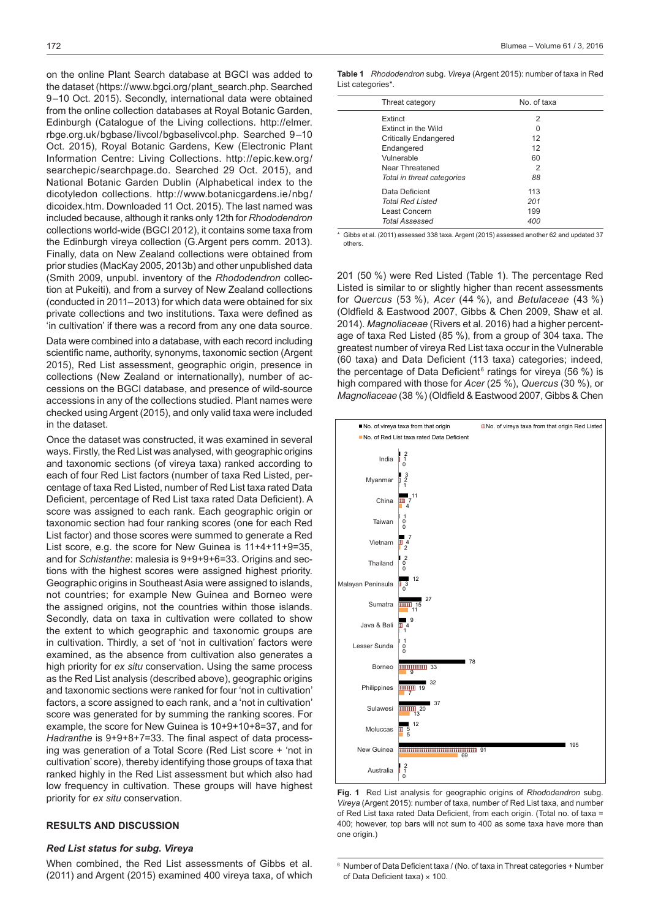on the online Plant Search database at BGCI was added to the dataset (https://www.bgci.org/plant_search.php. Searched 9–10 Oct. 2015). Secondly, international data were obtained from the online collection databases at Royal Botanic Garden, Edinburgh (Catalogue of the Living collections. http://elmer.rbge.org.uk/bgbase/livcol/bgbaselivcol.php. Searched 9–10 Oct. 2015), Royal Botanic Gardens, Kew (Electronic Plant Information Centre: Living Collections. http://epic.kew.org/searchepic/searchpage.do. Searched 29 Oct. 2015), and National Botanic Garden Dublin (Alphabetical index to the dicotyledon collections. http://www.botanicgardens.ie/nbg/dicoidex.htm. Downloaded 11 Oct. 2015). The last named was included because, although it ranks only 12th for *Rhododendron* collections world-wide (BGCI 2012), it contains some taxa from the Edinburgh vireya collection (G.Argent pers comm. 2013). Finally, data on New Zealand collections were obtained from prior studies (MacKay 2005, 2013b) and other unpublished data (Smith 2009, unpubl. inventory of the *Rhododendron* collection at Pukeiti), and from a survey of New Zealand collections (conducted in 2011–2013) for which data were obtained for six private collections and two institutions. Taxa were defined as 'in cultivation' if there was a record from any one data source.

Data were combined into a database, with each record including scientific name, authority, synonyms, taxonomic section (Argent 2015), Red List assessment, geographic origin, presence in collections (New Zealand or internationally), number of accessions on the BGCI database, and presence of wild-source accessions in any of the collections studied. Plant names were checked using Argent (2015), and only valid taxa were included in the dataset.

Once the dataset was constructed, it was examined in several ways. Firstly, the Red List was analysed, with geographic origins and taxonomic sections (of vireya taxa) ranked according to each of four Red List factors (number of taxa Red Listed, percentage of taxa Red Listed, number of Red List taxa rated Data Deficient, percentage of Red List taxa rated Data Deficient). A score was assigned to each rank. Each geographic origin or taxonomic section had four ranking scores (one for each Red List factor) and those scores were summed to generate a Red List score, e.g. the score for New Guinea is 11+4+11+9=35, and for *Schistanthe*: malesia is 9+9+9+6=33. Origins and sections with the highest scores were assigned highest priority. Geographic origins in Southeast Asia were assigned to islands, not countries; for example New Guinea and Borneo were the assigned origins, not the countries within those islands. Secondly, data on taxa in cultivation were collated to show the extent to which geographic and taxonomic groups are in cultivation. Thirdly, a set of 'not in cultivation' factors were examined, as the absence from cultivation also generates a high priority for *ex situ* conservation. Using the same process as the Red List analysis (described above), geographic origins and taxonomic sections were ranked for four 'not in cultivation' factors, a score assigned to each rank, and a 'not in cultivation' score was generated for by summing the ranking scores. For example, the score for New Guinea is 10+9+10+8=37, and for *Hadranthe* is 9+9+8+7=33. The final aspect of data processing was generation of a Total Score (Red List score + 'not in cultivation' score), thereby identifying those groups of taxa that ranked highly in the Red List assessment but which also had low frequency in cultivation. These groups will have highest priority for *ex situ* conservation.

## RESULTS AND DISCUSSION

### *Red List status for subg. Vireya*

When combined, the Red List assessments of Gibbs et al. (2011) and Argent (2015) examined 400 vireya taxa, of which 201 (50 %) were Red Listed (Table 1). The percentage Red Listed is similar to or slightly higher than recent assessments for *Quercus* (53 %), *Acer* (44 %), and *Betulaceae* (43 %) (Oldfield & Eastwood 2007, Gibbs & Chen 2009, Shaw et al. 2014). *Magnoliaceae* (Rivers et al. 2016) had a higher percentage of taxa Red Listed (85 %), from a group of 304 taxa. The greatest number of vireya Red List taxa occur in the Vulnerable (60 taxa) and Data Deficient (113 taxa) categories; indeed, the percentage of Data Deficient[6] ratings for vireya (56 %) is high compared with those for *Acer* (25 %), *Quercus* (30 %), or *Magnoliaceae* (38 %) (Oldfield & Eastwood 2007, Gibbs & Chen

**Table 1** *Rhododendron* subg. *Vireya* (Argent 2015): number of taxa in Red List categories*.

| Threat category | No. of taxa |
|---|---|
| Extinct | 2 |
| Extinct in the Wild | 0 |
| Critically Endangered | 12 |
| Endangered | 12 |
| Vulnerable | 60 |
| Near Threatened | 2 |
| *Total in threat categories* | *88* |
| Data Deficient | 113 |
| *Total Red Listed* | *201* |
| Least Concern | 199 |
| *Total Assessed* | *400* |

\* Gibbs et al. (2011) assessed 338 taxa. Argent (2015) assessed another 62 and updated 37 others.

| Origin | No. of vireya taxa from that origin | No. of vireya taxa from that origin Red Listed | No. of Red List taxa rated Data Deficient |
|---|---|---|---|
| India | 2 | 1 | 0 |
| Myanmar | 3 | 2 | 1 |
| China | 11 | 7 | 4 |
| Taiwan | 1 | 0 | 0 |
| Vietnam | 7 | 4 | 2 |
| Thailand | 2 | 0 | 0 |
| Malayan Peninsula | 12 | 3 | 0 |
| Sumatra | 27 | 15 | 11 |
| Java & Bali | 9 | 4 | 1 |
| Lesser Sunda | 1 | 0 | 0 |
| Borneo | 78 | 33 | 9 |
| Philippines | 32 | 19 | 7 |
| Sulawesi | 37 | 20 | 13 |
| Moluccas | 12 | 5 | 5 |
| New Guinea | 195 | 91 | 69 |
| Australia | 2 | 1 | 0 |

**Fig. 1** Red List analysis for geographic origins of *Rhododendron* subg. *Vireya* (Argent 2015): number of taxa, number of Red List taxa, and number of Red List taxa rated Data Deficient, from each origin. (Total no. of taxa = 400; however, top bars will not sum to 400 as some taxa have more than one origin.)

[6] Number of Data Deficient taxa / (No. of taxa in Threat categories + Number of Data Deficient taxa) × 100.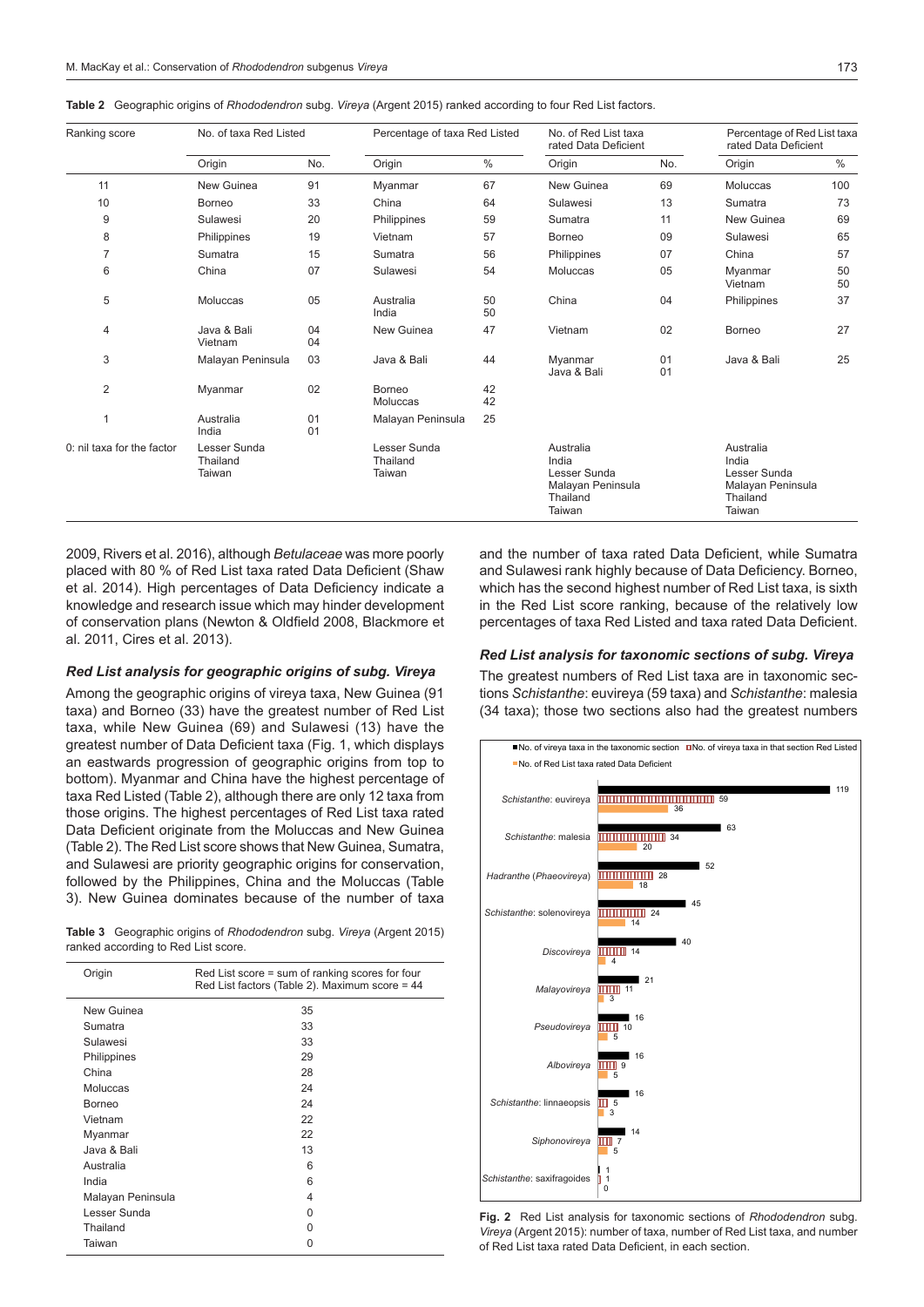**Table 2** Geographic origins of *Rhododendron* subg. *Vireya* (Argent 2015) ranked according to four Red List factors.

| Ranking score | No. of taxa Red Listed | | Percentage of taxa Red Listed | | No. of Red List taxa rated Data Deficient | | Percentage of Red List taxa rated Data Deficient | |
|---|---|---|---|---|---|---|---|---|
| | Origin | No. | Origin | % | Origin | No. | Origin | % |
| 11 | New Guinea | 91 | Myanmar | 67 | New Guinea | 69 | Moluccas | 100 |
| 10 | Borneo | 33 | China | 64 | Sulawesi | 13 | Sumatra | 73 |
| 9 | Sulawesi | 20 | Philippines | 59 | Sumatra | 11 | New Guinea | 69 |
| 8 | Philippines | 19 | Vietnam | 57 | Borneo | 09 | Sulawesi | 65 |
| 7 | Sumatra | 15 | Sumatra | 56 | Philippines | 07 | China | 57 |
| 6 | China | 07 | Sulawesi | 54 | Moluccas | 05 | Myanmar; Vietnam | 50; 50 |
| 5 | Moluccas | 05 | Australia; India | 50; 50 | China | 04 | Philippines | 37 |
| 4 | Java & Bali; Vietnam | 04; 04 | New Guinea | 47 | Vietnam | 02 | Borneo | 27 |
| 3 | Malayan Peninsula | 03 | Java & Bali | 44 | Myanmar; Java & Bali | 01; 01 | Java & Bali | 25 |
| 2 | Myanmar | 02 | Borneo; Moluccas | 42; 42 | | | | |
| 1 | Australia; India | 01; 01 | Malayan Peninsula | 25 | | | | |
| 0: nil taxa for the factor | Lesser Sunda; Thailand; Taiwan | | Lesser Sunda; Thailand; Taiwan | | Australia; India; Lesser Sunda; Malayan Peninsula; Thailand; Taiwan | | Australia; India; Lesser Sunda; Malayan Peninsula; Thailand; Taiwan | |

2009, Rivers et al. 2016), although *Betulaceae* was more poorly placed with 80 % of Red List taxa rated Data Deficient (Shaw et al. 2014). High percentages of Data Deficiency indicate a knowledge and research issue which may hinder development of conservation plans (Newton & Oldfield 2008, Blackmore et al. 2011, Cires et al. 2013).

### *Red List analysis for geographic origins of subg. Vireya*

Among the geographic origins of vireya taxa, New Guinea (91 taxa) and Borneo (33) have the greatest number of Red List taxa, while New Guinea (69) and Sulawesi (13) have the greatest number of Data Deficient taxa (Fig. 1, which displays an eastwards progression of geographic origins from top to bottom). Myanmar and China have the highest percentage of taxa Red Listed (Table 2), although there are only 12 taxa from those origins. The highest percentages of Red List taxa rated Data Deficient originate from the Moluccas and New Guinea (Table 2). The Red List score shows that New Guinea, Sumatra, and Sulawesi are priority geographic origins for conservation, followed by the Philippines, China and the Moluccas (Table 3). New Guinea dominates because of the number of taxa and the number of taxa rated Data Deficient, while Sumatra and Sulawesi rank highly because of Data Deficiency. Borneo, which has the second highest number of Red List taxa, is sixth in the Red List score ranking, because of the relatively low percentages of taxa Red Listed and taxa rated Data Deficient.

**Table 3** Geographic origins of *Rhododendron* subg. *Vireya* (Argent 2015) ranked according to Red List score.

| Origin | Red List score = sum of ranking scores for four Red List factors (Table 2). Maximum score = 44 |
|---|---|
| New Guinea | 35 |
| Sumatra | 33 |
| Sulawesi | 33 |
| Philippines | 29 |
| China | 28 |
| Moluccas | 24 |
| Borneo | 24 |
| Vietnam | 22 |
| Myanmar | 22 |
| Java & Bali | 13 |
| Australia | 6 |
| India | 6 |
| Malayan Peninsula | 4 |
| Lesser Sunda | 0 |
| Thailand | 0 |
| Taiwan | 0 |

### *Red List analysis for taxonomic sections of subg. Vireya*

The greatest numbers of Red List taxa are in taxonomic sections *Schistanthe*: euvireya (59 taxa) and *Schistanthe*: malesia (34 taxa); those two sections also had the greatest numbers

**Fig. 2** Red List analysis for taxonomic sections of *Rhododendron* subg. *Vireya* (Argent 2015): number of taxa, number of Red List taxa, and number of Red List taxa rated Data Deficient, in each section.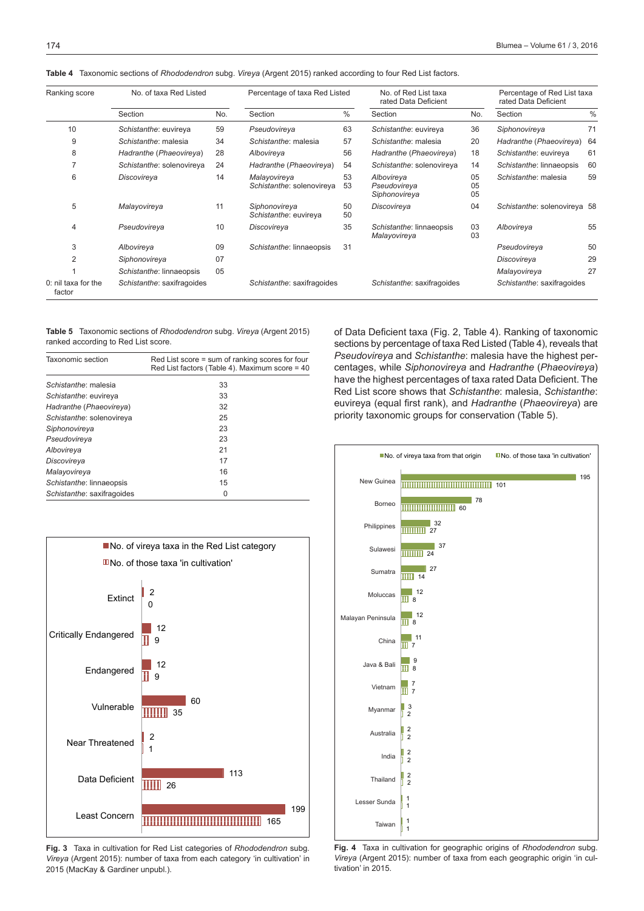**Table 4** Taxonomic sections of *Rhododendron* subg. *Vireya* (Argent 2015) ranked according to four Red List factors.

| Ranking score | No. of taxa Red Listed | | Percentage of taxa Red Listed | | No. of Red List taxa rated Data Deficient | | Percentage of Red List taxa rated Data Deficient | |
|---|---|---|---|---|---|---|---|---|
| | Section | No. | Section | % | Section | No. | Section | % |
| 10 | *Schistanthe*: euvireya | 59 | *Pseudovireya* | 63 | *Schistanthe*: euvireya | 36 | *Siphonovireya* | 71 |
| 9 | *Schistanthe*: malesia | 34 | *Schistanthe*: malesia | 57 | *Schistanthe*: malesia | 20 | *Hadranthe* (*Phaeovireya*) | 64 |
| 8 | *Hadranthe* (*Phaeovireya*) | 28 | *Albovireya* | 56 | *Hadranthe* (*Phaeovireya*) | 18 | *Schistanthe*: euvireya | 61 |
| 7 | *Schistanthe*: solenovireya | 24 | *Hadranthe* (*Phaeovireya*) | 54 | *Schistanthe*: solenovireya | 14 | *Schistanthe*: linnaeopsis | 60 |
| 6 | *Discovireya* | 14 | *Malayovireya*<br>*Schistanthe*: solenovireya | 53<br>53 | *Albovireya*<br>*Pseudovireya*<br>*Siphonovireya* | 05<br>05<br>05 | *Schistanthe*: malesia | 59 |
| 5 | *Malayovireya* | 11 | *Siphonovireya*<br>*Schistanthe*: euvireya | 50<br>50 | *Discovireya* | 04 | *Schistanthe*: solenovireya | 58 |
| 4 | *Pseudovireya* | 10 | *Discovireya* | 35 | *Schistanthe*: linnaeopsis<br>*Malayovireya* | 03<br>03 | *Albovireya* | 55 |
| 3 | *Albovireya* | 09 | *Schistanthe*: linnaeopsis | 31 | | | *Pseudovireya* | 50 |
| 2 | *Siphonovireya* | 07 | | | | | *Discovireya* | 29 |
| 1 | *Schistanthe*: linnaeopsis | 05 | | | | | *Malayovireya* | 27 |
| 0: nil taxa for the factor | *Schistanthe*: saxifragoides | | *Schistanthe*: saxifragoides | | *Schistanthe*: saxifragoides | | *Schistanthe*: saxifragoides | |

**Table 5** Taxonomic sections of *Rhododendron* subg. *Vireya* (Argent 2015) ranked according to Red List score.

| Taxonomic section | Red List score = sum of ranking scores for four Red List factors (Table 4). Maximum score = 40 |
|---|---|
| *Schistanthe*: malesia | 33 |
| *Schistanthe*: euvireya | 33 |
| *Hadranthe* (*Phaeovireya*) | 32 |
| *Schistanthe*: solenovireya | 25 |
| *Siphonovireya* | 23 |
| *Pseudovireya* | 23 |
| *Albovireya* | 21 |
| *Discovireya* | 17 |
| *Malayovireya* | 16 |
| *Schistanthe*: linnaeopsis | 15 |
| *Schistanthe*: saxifragoides | 0 |

of Data Deficient taxa (Fig. 2, Table 4). Ranking of taxonomic sections by percentage of taxa Red Listed (Table 4), reveals that *Pseudovireya* and *Schistanthe*: malesia have the highest percentages, while *Siphonovireya* and *Hadranthe* (*Phaeovireya*) have the highest percentages of taxa rated Data Deficient. The Red List score shows that *Schistanthe*: malesia, *Schistanthe*: euvireya (equal first rank), and *Hadranthe* (*Phaeovireya*) are priority taxonomic groups for conservation (Table 5).

| Red List category | No. of vireya taxa in the Red List category | No. of those taxa 'in cultivation' |
|---|---|---|
| Extinct | 2 | 0 |
| Critically Endangered | 12 | 9 |
| Endangered | 12 | 9 |
| Vulnerable | 60 | 35 |
| Near Threatened | 2 | 1 |
| Data Deficient | 113 | 26 |
| Least Concern | 199 | 165 |

**Fig. 3** Taxa in cultivation for Red List categories of *Rhododendron* subg. *Vireya* (Argent 2015): number of taxa from each category 'in cultivation' in 2015 (MacKay & Gardiner unpubl.).

| Origin | No. of vireya taxa from that origin | No. of those taxa 'in cultivation' |
|---|---|---|
| New Guinea | 195 | 101 |
| Borneo | 78 | 60 |
| Philippines | 32 | 27 |
| Sulawesi | 37 | 24 |
| Sumatra | 27 | 14 |
| Moluccas | 12 | 8 |
| Malayan Peninsula | 12 | 8 |
| China | 11 | 7 |
| Java & Bali | 9 | 8 |
| Vietnam | 7 | 7 |
| Myanmar | 3 | 2 |
| Australia | 2 | 2 |
| India | 2 | 2 |
| Thailand | 2 | 2 |
| Lesser Sunda | 1 | 1 |
| Taiwan | 1 | 1 |

**Fig. 4** Taxa in cultivation for geographic origins of *Rhododendron* subg. *Vireya* (Argent 2015): number of taxa from each geographic origin 'in cultivation' in 2015.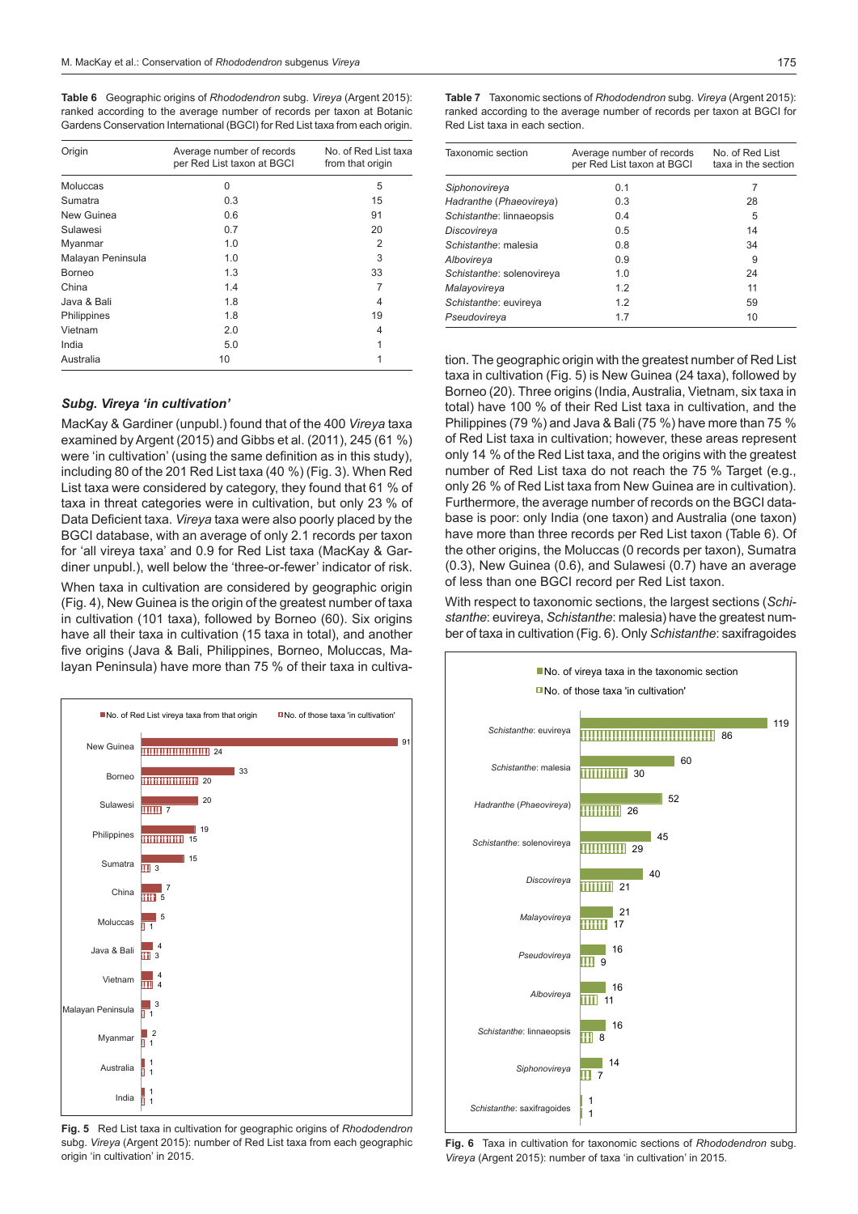**Table 6** Geographic origins of *Rhododendron* subg. *Vireya* (Argent 2015): ranked according to the average number of records per taxon at Botanic Gardens Conservation International (BGCI) for Red List taxa from each origin.

| Origin | Average number of records per Red List taxon at BGCI | No. of Red List taxa from that origin |
|---|---|---|
| Moluccas | 0 | 5 |
| Sumatra | 0.3 | 15 |
| New Guinea | 0.6 | 91 |
| Sulawesi | 0.7 | 20 |
| Myanmar | 1.0 | 2 |
| Malayan Peninsula | 1.0 | 3 |
| Borneo | 1.3 | 33 |
| China | 1.4 | 7 |
| Java & Bali | 1.8 | 4 |
| Philippines | 1.8 | 19 |
| Vietnam | 2.0 | 4 |
| India | 5.0 | 1 |
| Australia | 10 | 1 |

### Subg. *Vireya* 'in cultivation'

MacKay & Gardiner (unpubl.) found that of the 400 *Vireya* taxa examined by Argent (2015) and Gibbs et al. (2011), 245 (61 %) were 'in cultivation' (using the same definition as in this study), including 80 of the 201 Red List taxa (40 %) (Fig. 3). When Red List taxa were considered by category, they found that 61 % of taxa in threat categories were in cultivation, but only 23 % of Data Deficient taxa. *Vireya* taxa were also poorly placed by the BGCI database, with an average of only 2.1 records per taxon for 'all vireya taxa' and 0.9 for Red List taxa (MacKay & Gardiner unpubl.), well below the 'three-or-fewer' indicator of risk.

When taxa in cultivation are considered by geographic origin (Fig. 4), New Guinea is the origin of the greatest number of taxa in cultivation (101 taxa), followed by Borneo (60). Six origins have all their taxa in cultivation (15 taxa in total), and another five origins (Java & Bali, Philippines, Borneo, Moluccas, Malayan Peninsula) have more than 75 % of their taxa in cultivation. The geographic origin with the greatest number of Red List taxa in cultivation (Fig. 5) is New Guinea (24 taxa), followed by Borneo (20). Three origins (India, Australia, Vietnam, six taxa in total) have 100 % of their Red List taxa in cultivation, and the Philippines (79 %) and Java & Bali (75 %) have more than 75 % of Red List taxa in cultivation; however, these areas represent only 14 % of the Red List taxa, and the origins with the greatest number of Red List taxa do not reach the 75 % Target (e.g., only 26 % of Red List taxa from New Guinea are in cultivation). Furthermore, the average number of records on the BGCI database is poor: only India (one taxon) and Australia (one taxon) have more than three records per Red List taxon (Table 6). Of the other origins, the Moluccas (0 records per taxon), Sumatra (0.3), New Guinea (0.6), and Sulawesi (0.7) have an average of less than one BGCI record per Red List taxon.

**Fig. 5** Red List taxa in cultivation for geographic origins of *Rhododendron* subg. *Vireya* (Argent 2015): number of Red List taxa from each geographic origin 'in cultivation' in 2015.

| Origin | No. of Red List vireya taxa from that origin | No. of those taxa 'in cultivation' |
|---|---|---|
| New Guinea | 91 | 24 |
| Borneo | 33 | 20 |
| Sulawesi | 20 | 7 |
| Philippines | 19 | 15 |
| Sumatra | 15 | 3 |
| China | 7 | 5 |
| Moluccas | 5 | 1 |
| Java & Bali | 4 | 3 |
| Vietnam | 4 | 4 |
| Malayan Peninsula | 3 | 1 |
| Myanmar | 2 | 1 |
| Australia | 1 | 1 |
| India | 1 | 1 |

**Table 7** Taxonomic sections of *Rhododendron* subg. *Vireya* (Argent 2015): ranked according to the average number of records per taxon at BGCI for Red List taxa in each section.

| Taxonomic section | Average number of records per Red List taxon at BGCI | No. of Red List taxa in the section |
|---|---|---|
| *Siphonovireya* | 0.1 | 7 |
| *Hadranthe* (*Phaeovireya*) | 0.3 | 28 |
| *Schistanthe*: linnaeopsis | 0.4 | 5 |
| *Discovireya* | 0.5 | 14 |
| *Schistanthe*: malesia | 0.8 | 34 |
| *Albovireya* | 0.9 | 9 |
| *Schistanthe*: solenovireya | 1.0 | 24 |
| *Malayovireya* | 1.2 | 11 |
| *Schistanthe*: euvireya | 1.2 | 59 |
| *Pseudovireya* | 1.7 | 10 |

With respect to taxonomic sections, the largest sections (*Schistanthe*: euvireya, *Schistanthe*: malesia) have the greatest number of taxa in cultivation (Fig. 6). Only *Schistanthe*: saxifragoides

**Fig. 6** Taxa in cultivation for taxonomic sections of *Rhododendron* subg. *Vireya* (Argent 2015): number of taxa 'in cultivation' in 2015.

| Taxonomic section | No. of vireya taxa in the taxonomic section | No. of those taxa 'in cultivation' |
|---|---|---|
| *Schistanthe*: euvireya | 119 | 86 |
| *Schistanthe*: malesia | 60 | 30 |
| *Hadranthe* (*Phaeovireya*) | 52 | 26 |
| *Schistanthe*: solenovireya | 45 | 29 |
| *Discovireya* | 40 | 21 |
| *Malayovireya* | 21 | 17 |
| *Pseudovireya* | 16 | 9 |
| *Albovireya* | 16 | 11 |
| *Schistanthe*: linnaeopsis | 16 | 8 |
| *Siphonovireya* | 14 | 7 |
| *Schistanthe*: saxifragoides | 1 | 1 |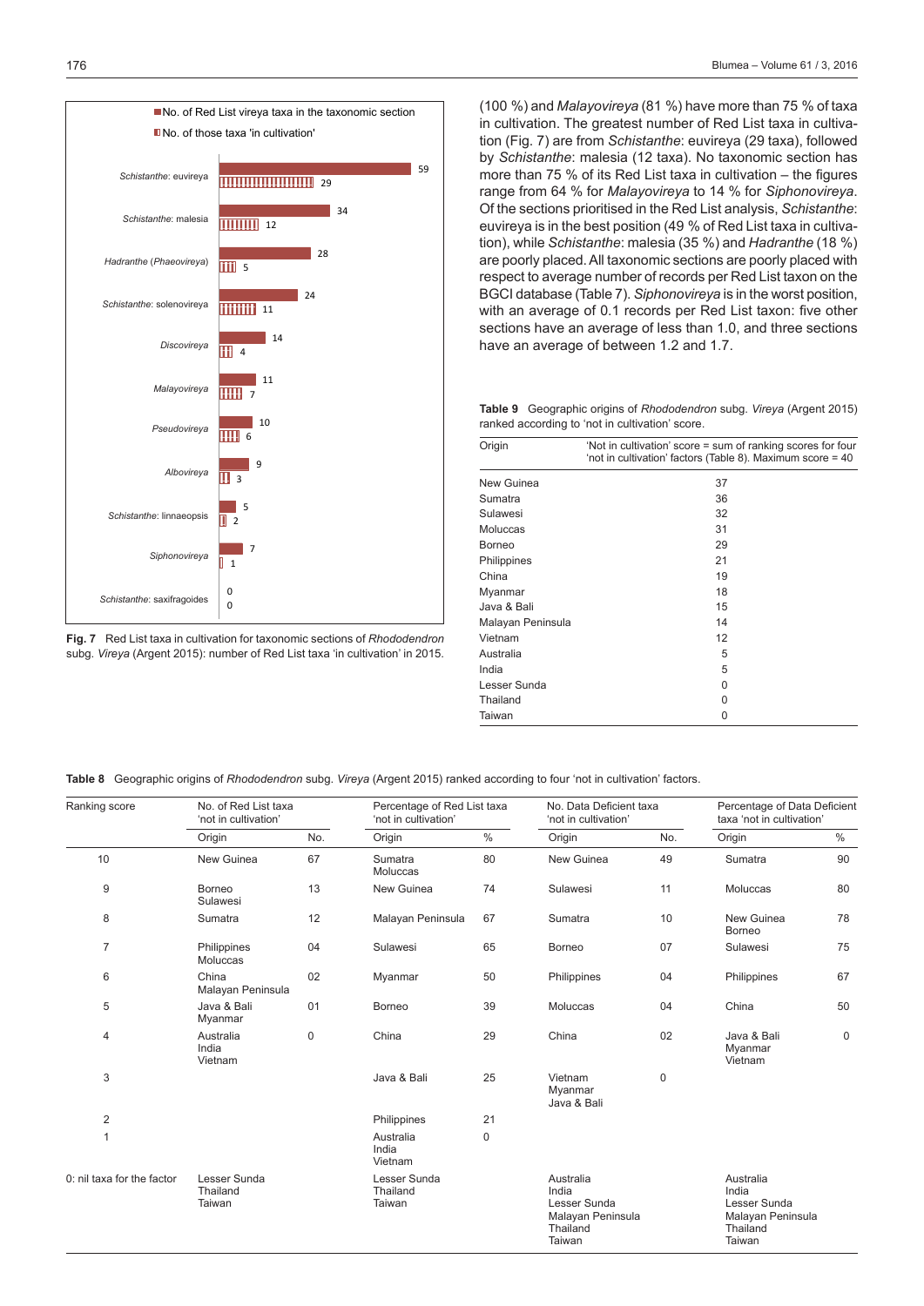| Taxonomic section | No. of Red List vireya taxa in the taxonomic section | No. of those taxa 'in cultivation' |
|---|---|---|
| *Schistanthe*: euvireya | 59 | 29 |
| *Schistanthe*: malesia | 34 | 12 |
| *Hadranthe* (*Phaeovireya*) | 28 | 5 |
| *Schistanthe*: solenovireya | 24 | 11 |
| *Discovireya* | 14 | 4 |
| *Malayovireya* | 11 | 7 |
| *Pseudovireya* | 10 | 6 |
| *Albovireya* | 9 | 3 |
| *Schistanthe*: linnaeopsis | 5 | 2 |
| *Siphonovireya* | 7 | 1 |
| *Schistanthe*: saxifragoides | 0 | 0 |

**Fig. 7** Red List taxa in cultivation for taxonomic sections of *Rhododendron* subg. *Vireya* (Argent 2015): number of Red List taxa 'in cultivation' in 2015.

(100 %) and *Malayovireya* (81 %) have more than 75 % of taxa in cultivation. The greatest number of Red List taxa in cultivation (Fig. 7) are from *Schistanthe*: euvireya (29 taxa), followed by *Schistanthe*: malesia (12 taxa). No taxonomic section has more than 75 % of its Red List taxa in cultivation – the figures range from 64 % for *Malayovireya* to 14 % for *Siphonovireya*. Of the sections prioritised in the Red List analysis, *Schistanthe*: euvireya is in the best position (49 % of Red List taxa in cultivation), while *Schistanthe*: malesia (35 %) and *Hadranthe* (18 %) are poorly placed. All taxonomic sections are poorly placed with respect to average number of records per Red List taxon on the BGCI database (Table 7). *Siphonovireya* is in the worst position, with an average of 0.1 records per Red List taxon: five other sections have an average of less than 1.0, and three sections have an average of between 1.2 and 1.7.

**Table 9** Geographic origins of *Rhododendron* subg. *Vireya* (Argent 2015) ranked according to 'not in cultivation' score.

| Origin | 'Not in cultivation' score = sum of ranking scores for four 'not in cultivation' factors (Table 8). Maximum score = 40 |
|---|---|
| New Guinea | 37 |
| Sumatra | 36 |
| Sulawesi | 32 |
| Moluccas | 31 |
| Borneo | 29 |
| Philippines | 21 |
| China | 19 |
| Myanmar | 18 |
| Java & Bali | 15 |
| Malayan Peninsula | 14 |
| Vietnam | 12 |
| Australia | 5 |
| India | 5 |
| Lesser Sunda | 0 |
| Thailand | 0 |
| Taiwan | 0 |

**Table 8** Geographic origins of *Rhododendron* subg. *Vireya* (Argent 2015) ranked according to four 'not in cultivation' factors.

| Ranking score | No. of Red List taxa 'not in cultivation' | | Percentage of Red List taxa 'not in cultivation' | | No. Data Deficient taxa 'not in cultivation' | | Percentage of Data Deficient taxa 'not in cultivation' | |
|---|---|---|---|---|---|---|---|---|
| | Origin | No. | Origin | % | Origin | No. | Origin | % |
| 10 | New Guinea | 67 | Sumatra<br>Moluccas | 80 | New Guinea | 49 | Sumatra | 90 |
| 9 | Borneo<br>Sulawesi | 13 | New Guinea | 74 | Sulawesi | 11 | Moluccas | 80 |
| 8 | Sumatra | 12 | Malayan Peninsula | 67 | Sumatra | 10 | New Guinea<br>Borneo | 78 |
| 7 | Philippines<br>Moluccas | 04 | Sulawesi | 65 | Borneo | 07 | Sulawesi | 75 |
| 6 | China<br>Malayan Peninsula | 02 | Myanmar | 50 | Philippines | 04 | Philippines | 67 |
| 5 | Java & Bali<br>Myanmar | 01 | Borneo | 39 | Moluccas | 04 | China | 50 |
| 4 | Australia<br>India<br>Vietnam | 0 | China | 29 | China | 02 | Java & Bali<br>Myanmar<br>Vietnam | 0 |
| 3 | | | Java & Bali | 25 | Vietnam<br>Myanmar<br>Java & Bali | 0 | | |
| 2 | | | Philippines | 21 | | | | |
| 1 | | | Australia<br>India<br>Vietnam | 0 | | | | |
| 0: nil taxa for the factor | Lesser Sunda<br>Thailand<br>Taiwan | | Lesser Sunda<br>Thailand<br>Taiwan | | Australia<br>India<br>Lesser Sunda<br>Malayan Peninsula<br>Thailand<br>Taiwan | | Australia<br>India<br>Lesser Sunda<br>Malayan Peninsula<br>Thailand<br>Taiwan | |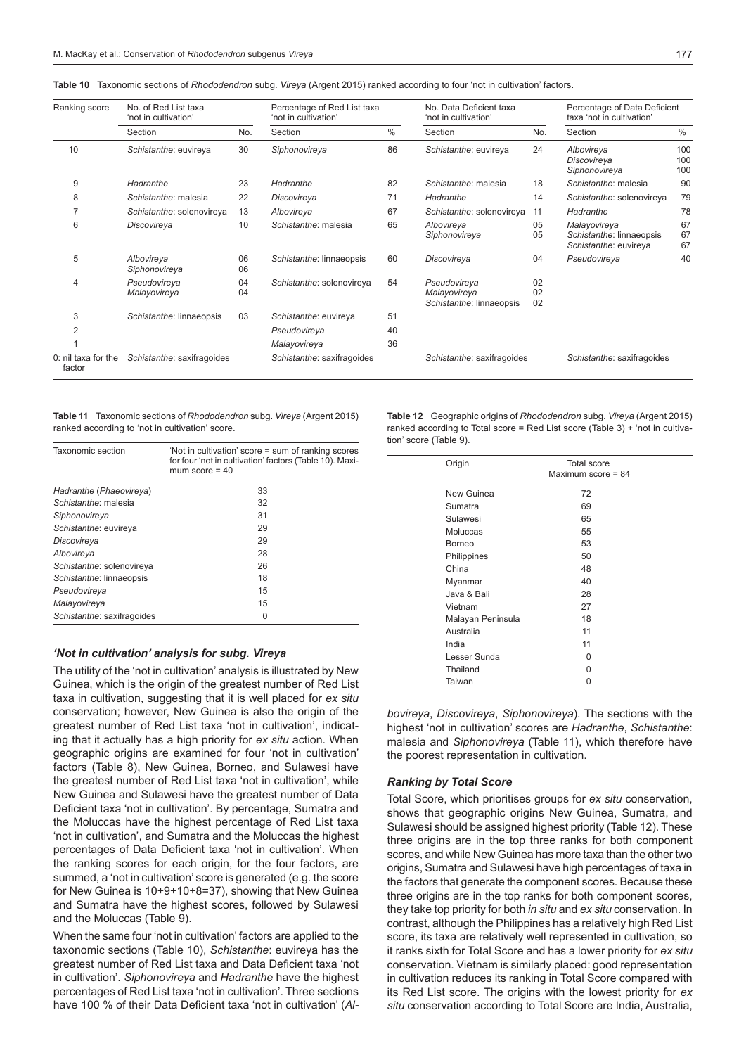**Table 10** Taxonomic sections of *Rhododendron* subg. *Vireya* (Argent 2015) ranked according to four 'not in cultivation' factors.

| Ranking score | No. of Red List taxa 'not in cultivation' | | Percentage of Red List taxa 'not in cultivation' | | No. Data Deficient taxa 'not in cultivation' | | Percentage of Data Deficient taxa 'not in cultivation' | |
|---|---|---|---|---|---|---|---|---|
| | Section | No. | Section | % | Section | No. | Section | % |
| 10 | *Schistanthe*: euvireya | 30 | *Siphonovireya* | 86 | *Schistanthe*: euvireya | 24 | *Albovireya*<br>*Discovireya*<br>*Siphonovireya* | 100<br>100<br>100 |
| 9 | *Hadranthe* | 23 | *Hadranthe* | 82 | *Schistanthe*: malesia | 18 | *Schistanthe*: malesia | 90 |
| 8 | *Schistanthe*: malesia | 22 | *Discovireya* | 71 | *Hadranthe* | 14 | *Schistanthe*: solenovireya | 79 |
| 7 | *Schistanthe*: solenovireya | 13 | *Albovireya* | 67 | *Schistanthe*: solenovireya | 11 | *Hadranthe* | 78 |
| 6 | *Discovireya* | 10 | *Schistanthe*: malesia | 65 | *Albovireya*<br>*Siphonovireya* | 05<br>05 | *Malayovireya*<br>*Schistanthe*: linnaeopsis<br>*Schistanthe*: euvireya | 67<br>67<br>67 |
| 5 | *Albovireya*<br>*Siphonovireya* | 06<br>06 | *Schistanthe*: linnaeopsis | 60 | *Discovireya* | 04 | *Pseudovireya* | 40 |
| 4 | *Pseudovireya*<br>*Malayovireya* | 04<br>04 | *Schistanthe*: solenovireya | 54 | *Pseudovireya*<br>*Malayovireya*<br>*Schistanthe*: linnaeopsis | 02<br>02<br>02 | | |
| 3 | *Schistanthe*: linnaeopsis | 03 | *Schistanthe*: euvireya | 51 | | | | |
| 2 | | | *Pseudovireya* | 40 | | | | |
| 1 | | | *Malayovireya* | 36 | | | | |
| 0: nil taxa for the factor | *Schistanthe*: saxifragoides | | *Schistanthe*: saxifragoides | | *Schistanthe*: saxifragoides | | *Schistanthe*: saxifragoides | |

**Table 11** Taxonomic sections of *Rhododendron* subg. *Vireya* (Argent 2015) ranked according to 'not in cultivation' score.

| Taxonomic section | 'Not in cultivation' score = sum of ranking scores for four 'not in cultivation' factors (Table 10). Maximum score = 40 |
|---|---|
| *Hadranthe* (*Phaeovireya*) | 33 |
| *Schistanthe*: malesia | 32 |
| *Siphonovireya* | 31 |
| *Schistanthe*: euvireya | 29 |
| *Discovireya* | 29 |
| *Albovireya* | 28 |
| *Schistanthe*: solenovireya | 26 |
| *Schistanthe*: linnaeopsis | 18 |
| *Pseudovireya* | 15 |
| *Malayovireya* | 15 |
| *Schistanthe*: saxifragoides | 0 |

**Table 12** Geographic origins of *Rhododendron* subg. *Vireya* (Argent 2015) ranked according to Total score = Red List score (Table 3) + 'not in cultivation' score (Table 9).

| Origin | Total score<br>Maximum score = 84 |
|---|---|
| New Guinea | 72 |
| Sumatra | 69 |
| Sulawesi | 65 |
| Moluccas | 55 |
| Borneo | 53 |
| Philippines | 50 |
| China | 48 |
| Myanmar | 40 |
| Java & Bali | 28 |
| Vietnam | 27 |
| Malayan Peninsula | 18 |
| Australia | 11 |
| India | 11 |
| Lesser Sunda | 0 |
| Thailand | 0 |
| Taiwan | 0 |

### *'Not in cultivation' analysis for subg. Vireya*

The utility of the 'not in cultivation' analysis is illustrated by New Guinea, which is the origin of the greatest number of Red List taxa in cultivation, suggesting that it is well placed for *ex situ* conservation; however, New Guinea is also the origin of the greatest number of Red List taxa 'not in cultivation', indicating that it actually has a high priority for *ex situ* action. When geographic origins are examined for four 'not in cultivation' factors (Table 8), New Guinea, Borneo, and Sulawesi have the greatest number of Red List taxa 'not in cultivation', while New Guinea and Sulawesi have the greatest number of Data Deficient taxa 'not in cultivation'. By percentage, Sumatra and the Moluccas have the highest percentage of Red List taxa 'not in cultivation', and Sumatra and the Moluccas the highest percentages of Data Deficient taxa 'not in cultivation'. When the ranking scores for each origin, for the four factors, are summed, a 'not in cultivation' score is generated (e.g. the score for New Guinea is 10+9+10+8=37), showing that New Guinea and Sumatra have the highest scores, followed by Sulawesi and the Moluccas (Table 9).

When the same four 'not in cultivation' factors are applied to the taxonomic sections (Table 10), *Schistanthe*: euvireya has the greatest number of Red List taxa and Data Deficient taxa 'not in cultivation'. *Siphonovireya* and *Hadranthe* have the highest percentages of Red List taxa 'not in cultivation'. Three sections have 100 % of their Data Deficient taxa 'not in cultivation' (*Albovireya*, *Discovireya*, *Siphonovireya*). The sections with the highest 'not in cultivation' scores are *Hadranthe*, *Schistanthe*: malesia and *Siphonovireya* (Table 11), which therefore have the poorest representation in cultivation.

### *Ranking by Total Score*

Total Score, which prioritises groups for *ex situ* conservation, shows that geographic origins New Guinea, Sumatra, and Sulawesi should be assigned highest priority (Table 12). These three origins are in the top three ranks for both component scores, and while New Guinea has more taxa than the other two origins, Sumatra and Sulawesi have high percentages of taxa in the factors that generate the component scores. Because these three origins are in the top ranks for both component scores, they take top priority for both *in situ* and *ex situ* conservation. In contrast, although the Philippines has a relatively high Red List score, its taxa are relatively well represented in cultivation, so it ranks sixth for Total Score and has a lower priority for *ex situ* conservation. Vietnam is similarly placed: good representation in cultivation reduces its ranking in Total Score compared with its Red List score. The origins with the lowest priority for *ex situ* conservation according to Total Score are India, Australia,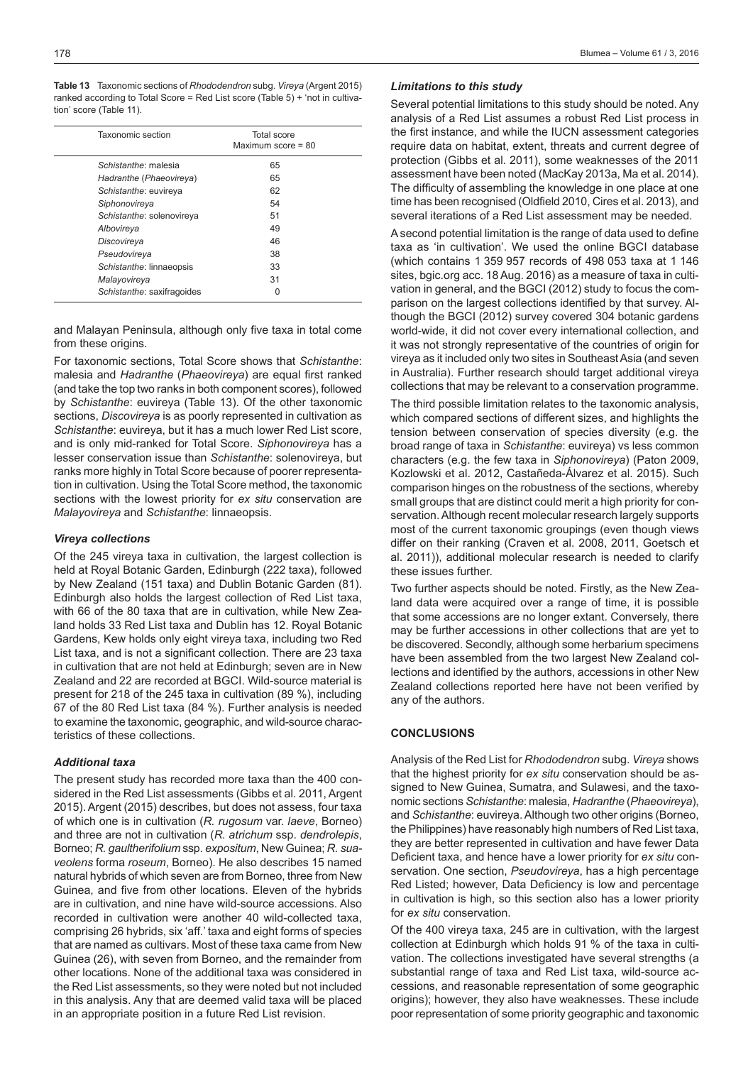**Table 13** Taxonomic sections of *Rhododendron* subg. *Vireya* (Argent 2015) ranked according to Total Score = Red List score (Table 5) + 'not in cultivation' score (Table 11).

| Taxonomic section | Total score<br>Maximum score = 80 |
|---|---|
| *Schistanthe*: malesia | 65 |
| *Hadranthe* (*Phaeovireya*) | 65 |
| *Schistanthe*: euvireya | 62 |
| *Siphonovireya* | 54 |
| *Schistanthe*: solenovireya | 51 |
| *Albovireya* | 49 |
| *Discovireya* | 46 |
| *Pseudovireya* | 38 |
| *Schistanthe*: linnaeopsis | 33 |
| *Malayovireya* | 31 |
| *Schistanthe*: saxifragoides | 0 |

and Malayan Peninsula, although only five taxa in total come from these origins.

For taxonomic sections, Total Score shows that *Schistanthe*: malesia and *Hadranthe* (*Phaeovireya*) are equal first ranked (and take the top two ranks in both component scores), followed by *Schistanthe*: euvireya (Table 13). Of the other taxonomic sections, *Discovireya* is as poorly represented in cultivation as *Schistanthe*: euvireya, but it has a much lower Red List score, and is only mid-ranked for Total Score. *Siphonovireya* has a lesser conservation issue than *Schistanthe*: solenovireya, but ranks more highly in Total Score because of poorer representation in cultivation. Using the Total Score method, the taxonomic sections with the lowest priority for *ex situ* conservation are *Malayovireya* and *Schistanthe*: linnaeopsis.

### *Vireya collections*

Of the 245 vireya taxa in cultivation, the largest collection is held at Royal Botanic Garden, Edinburgh (222 taxa), followed by New Zealand (151 taxa) and Dublin Botanic Garden (81). Edinburgh also holds the largest collection of Red List taxa, with 66 of the 80 taxa that are in cultivation, while New Zealand holds 33 Red List taxa and Dublin has 12. Royal Botanic Gardens, Kew holds only eight vireya taxa, including two Red List taxa, and is not a significant collection. There are 23 taxa in cultivation that are not held at Edinburgh; seven are in New Zealand and 22 are recorded at BGCI. Wild-source material is present for 218 of the 245 taxa in cultivation (89 %), including 67 of the 80 Red List taxa (84 %). Further analysis is needed to examine the taxonomic, geographic, and wild-source characteristics of these collections.

### *Additional taxa*

The present study has recorded more taxa than the 400 considered in the Red List assessments (Gibbs et al. 2011, Argent 2015). Argent (2015) describes, but does not assess, four taxa of which one is in cultivation (*R. rugosum* var. *laeve*, Borneo) and three are not in cultivation (*R. atrichum* ssp. *dendrolepis*, Borneo; *R. gaultherifolium* ssp. *expositum*, New Guinea; *R. suaveolens* forma *roseum*, Borneo). He also describes 15 named natural hybrids of which seven are from Borneo, three from New Guinea, and five from other locations. Eleven of the hybrids are in cultivation, and nine have wild-source accessions. Also recorded in cultivation were another 40 wild-collected taxa, comprising 26 hybrids, six 'aff.' taxa and eight forms of species that are named as cultivars. Most of these taxa came from New Guinea (26), with seven from Borneo, and the remainder from other locations. None of the additional taxa was considered in the Red List assessments, so they were noted but not included in this analysis. Any that are deemed valid taxa will be placed in an appropriate position in a future Red List revision.

### *Limitations to this study*

Several potential limitations to this study should be noted. Any analysis of a Red List assumes a robust Red List process in the first instance, and while the IUCN assessment categories require data on habitat, extent, threats and current degree of protection (Gibbs et al. 2011), some weaknesses of the 2011 assessment have been noted (MacKay 2013a, Ma et al. 2014). The difficulty of assembling the knowledge in one place at one time has been recognised (Oldfield 2010, Cires et al. 2013), and several iterations of a Red List assessment may be needed.

A second potential limitation is the range of data used to define taxa as 'in cultivation'. We used the online BGCI database (which contains 1 359 957 records of 498 053 taxa at 1 146 sites, bgic.org acc. 18 Aug. 2016) as a measure of taxa in cultivation in general, and the BGCI (2012) study to focus the comparison on the largest collections identified by that survey. Although the BGCI (2012) survey covered 304 botanic gardens world-wide, it did not cover every international collection, and it was not strongly representative of the countries of origin for vireya as it included only two sites in Southeast Asia (and seven in Australia). Further research should target additional vireya collections that may be relevant to a conservation programme.

The third possible limitation relates to the taxonomic analysis, which compared sections of different sizes, and highlights the tension between conservation of species diversity (e.g. the broad range of taxa in *Schistanthe*: euvireya) vs less common characters (e.g. the few taxa in *Siphonovireya*) (Paton 2009, Kozlowski et al. 2012, Castañeda-Álvarez et al. 2015). Such comparison hinges on the robustness of the sections, whereby small groups that are distinct could merit a high priority for conservation. Although recent molecular research largely supports most of the current taxonomic groupings (even though views differ on their ranking (Craven et al. 2008, 2011, Goetsch et al. 2011)), additional molecular research is needed to clarify these issues further.

Two further aspects should be noted. Firstly, as the New Zealand data were acquired over a range of time, it is possible that some accessions are no longer extant. Conversely, there may be further accessions in other collections that are yet to be discovered. Secondly, although some herbarium specimens have been assembled from the two largest New Zealand collections and identified by the authors, accessions in other New Zealand collections reported here have not been verified by any of the authors.

## CONCLUSIONS

Analysis of the Red List for *Rhododendron* subg. *Vireya* shows that the highest priority for *ex situ* conservation should be assigned to New Guinea, Sumatra, and Sulawesi, and the taxonomic sections *Schistanthe*: malesia, *Hadranthe* (*Phaeovireya*), and *Schistanthe*: euvireya. Although two other origins (Borneo, the Philippines) have reasonably high numbers of Red List taxa, they are better represented in cultivation and have fewer Data Deficient taxa, and hence have a lower priority for *ex situ* conservation. One section, *Pseudovireya*, has a high percentage Red Listed; however, Data Deficiency is low and percentage in cultivation is high, so this section also has a lower priority for *ex situ* conservation.

Of the 400 vireya taxa, 245 are in cultivation, with the largest collection at Edinburgh which holds 91 % of the taxa in cultivation. The collections investigated have several strengths (a substantial range of taxa and Red List taxa, wild-source accessions, and reasonable representation of some geographic origins); however, they also have weaknesses. These include poor representation of some priority geographic and taxonomic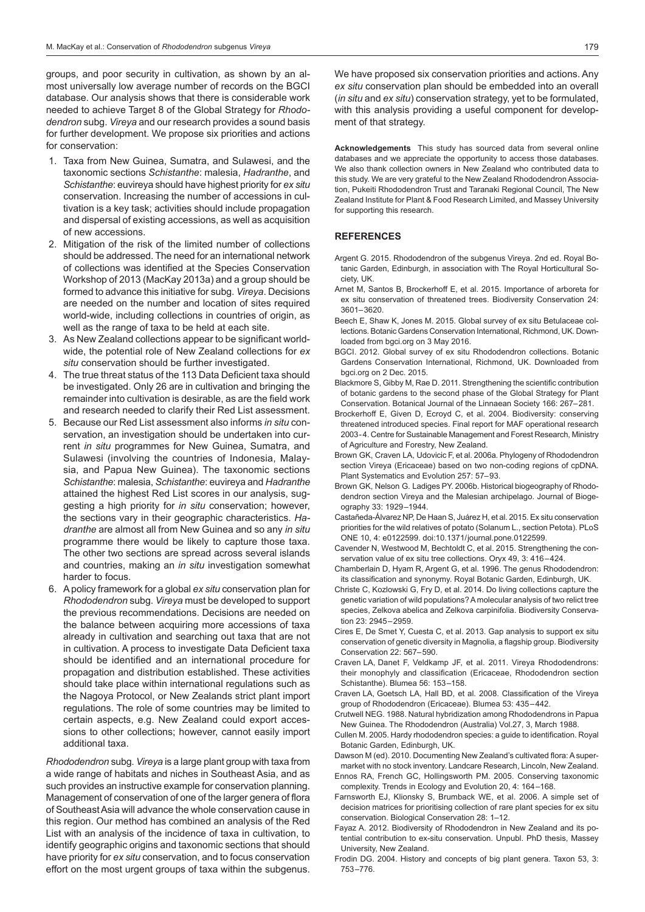groups, and poor security in cultivation, as shown by an almost universally low average number of records on the BGCI database. Our analysis shows that there is considerable work needed to achieve Target 8 of the Global Strategy for *Rhododendron* subg. *Vireya* and our research provides a sound basis for further development. We propose six priorities and actions for conservation:

1. Taxa from New Guinea, Sumatra, and Sulawesi, and the taxonomic sections *Schistanthe*: malesia, *Hadranthe*, and *Schistanthe*: euvireya should have highest priority for *ex situ* conservation. Increasing the number of accessions in cultivation is a key task; activities should include propagation and dispersal of existing accessions, as well as acquisition of new accessions.
2. Mitigation of the risk of the limited number of collections should be addressed. The need for an international network of collections was identified at the Species Conservation Workshop of 2013 (MacKay 2013a) and a group should be formed to advance this initiative for subg. *Vireya*. Decisions are needed on the number and location of sites required world-wide, including collections in countries of origin, as well as the range of taxa to be held at each site.
3. As New Zealand collections appear to be significant worldwide, the potential role of New Zealand collections for *ex situ* conservation should be further investigated.
4. The true threat status of the 113 Data Deficient taxa should be investigated. Only 26 are in cultivation and bringing the remainder into cultivation is desirable, as are the field work and research needed to clarify their Red List assessment.
5. Because our Red List assessment also informs *in situ* conservation, an investigation should be undertaken into current *in situ* programmes for New Guinea, Sumatra, and Sulawesi (involving the countries of Indonesia, Malaysia, and Papua New Guinea). The taxonomic sections *Schistanthe*: malesia, *Schistanthe*: euvireya and *Hadranthe* attained the highest Red List scores in our analysis, suggesting a high priority for *in situ* conservation; however, the sections vary in their geographic characteristics. *Hadranthe* are almost all from New Guinea and so any *in situ* programme there would be likely to capture those taxa. The other two sections are spread across several islands and countries, making an *in situ* investigation somewhat harder to focus.
6. A policy framework for a global *ex situ* conservation plan for *Rhododendron* subg. *Vireya* must be developed to support the previous recommendations. Decisions are needed on the balance between acquiring more accessions of taxa already in cultivation and searching out taxa that are not in cultivation. A process to investigate Data Deficient taxa should be identified and an international procedure for propagation and distribution established. These activities should take place within international regulations such as the Nagoya Protocol, or New Zealands strict plant import regulations. The role of some countries may be limited to certain aspects, e.g. New Zealand could export accessions to other collections; however, cannot easily import additional taxa.

*Rhododendron* subg. *Vireya* is a large plant group with taxa from a wide range of habitats and niches in Southeast Asia, and as such provides an instructive example for conservation planning. Management of conservation of one of the larger genera of flora of Southeast Asia will advance the whole conservation cause in this region. Our method has combined an analysis of the Red List with an analysis of the incidence of taxa in cultivation, to identify geographic origins and taxonomic sections that should have priority for *ex situ* conservation, and to focus conservation effort on the most urgent groups of taxa within the subgenus. We have proposed six conservation priorities and actions. Any *ex situ* conservation plan should be embedded into an overall (*in situ* and *ex situ*) conservation strategy, yet to be formulated, with this analysis providing a useful component for development of that strategy.

**Acknowledgements** This study has sourced data from several online databases and we appreciate the opportunity to access those databases. We also thank collection owners in New Zealand who contributed data to this study. We are very grateful to the New Zealand Rhododendron Association, Pukeiti Rhododendron Trust and Taranaki Regional Council, The New Zealand Institute for Plant & Food Research Limited, and Massey University for supporting this research.

## REFERENCES

Argent G. 2015. Rhododendron of the subgenus Vireya. 2nd ed. Royal Botanic Garden, Edinburgh, in association with The Royal Horticultural Society, UK.

Arnet M, Santos B, Brockerhoff E, et al. 2015. Importance of arboreta for ex situ conservation of threatened trees. Biodiversity Conservation 24: 3601–3620.

Beech E, Shaw K, Jones M. 2015. Global survey of ex situ Betulaceae collections. Botanic Gardens Conservation International, Richmond, UK. Downloaded from bgci.org on 3 May 2016.

BGCI. 2012. Global survey of ex situ Rhododendron collections. Botanic Gardens Conservation International, Richmond, UK. Downloaded from bgci.org on 2 Dec. 2015.

Blackmore S, Gibby M, Rae D. 2011. Strengthening the scientific contribution of botanic gardens to the second phase of the Global Strategy for Plant Conservation. Botanical Journal of the Linnaean Society 166: 267–281.

Brockerhoff E, Given D, Ecroyd C, et al. 2004. Biodiversity: conserving threatened introduced species. Final report for MAF operational research 2003-4. Centre for Sustainable Management and Forest Research, Ministry of Agriculture and Forestry, New Zealand.

Brown GK, Craven LA, Udovicic F, et al. 2006a. Phylogeny of Rhododendron section Vireya (Ericaceae) based on two non-coding regions of cpDNA. Plant Systematics and Evolution 257: 57–93.

Brown GK, Nelson G. Ladiges PY. 2006b. Historical biogeography of Rhododendron section Vireya and the Malesian archipelago. Journal of Biogeography 33: 1929–1944.

Castañeda-Álvarez NP, De Haan S, Juárez H, et al. 2015. Ex situ conservation priorities for the wild relatives of potato (Solanum L., section Petota). PLoS ONE 10, 4: e0122599. doi:10.1371/journal.pone.0122599.

Cavender N, Westwood M, Bechtoldt C, et al. 2015. Strengthening the conservation value of ex situ tree collections. Oryx 49, 3: 416–424.

Chamberlain D, Hyam R, Argent G, et al. 1996. The genus Rhododendron: its classification and synonymy. Royal Botanic Garden, Edinburgh, UK.

Christe C, Kozlowski G, Fry D, et al. 2014. Do living collections capture the genetic variation of wild populations? A molecular analysis of two relict tree species, Zelkova abelica and Zelkova carpinifolia. Biodiversity Conservation 23: 2945–2959.

Cires E, De Smet Y, Cuesta C, et al. 2013. Gap analysis to support ex situ conservation of genetic diversity in Magnolia, a flagship group. Biodiversity Conservation 22: 567–590.

Craven LA, Danet F, Veldkamp JF, et al. 2011. Vireya Rhododendrons: their monophyly and classification (Ericaceae, Rhododendron section Schistanthe). Blumea 56: 153–158.

Craven LA, Goetsch LA, Hall BD, et al. 2008. Classification of the Vireya group of Rhododendron (Ericaceae). Blumea 53: 435–442.

Crutwell NEG. 1988. Natural hybridization among Rhododendrons in Papua New Guinea. The Rhododendron (Australia) Vol.27, 3, March 1988.

Cullen M. 2005. Hardy rhododendron species: a guide to identification. Royal Botanic Garden, Edinburgh, UK.

Dawson M (ed). 2010. Documenting New Zealand's cultivated flora: A supermarket with no stock inventory. Landcare Research, Lincoln, New Zealand.

Ennos RA, French GC, Hollingsworth PM. 2005. Conserving taxonomic complexity. Trends in Ecology and Evolution 20, 4: 164–168.

Farnsworth EJ, Klionsky S, Brumback WE, et al. 2006. A simple set of decision matrices for prioritising collection of rare plant species for ex situ conservation. Biological Conservation 28: 1–12.

Fayaz A. 2012. Biodiversity of Rhododendron in New Zealand and its potential contribution to ex-situ conservation. Unpubl. PhD thesis, Massey University, New Zealand.

Frodin DG. 2004. History and concepts of big plant genera. Taxon 53, 3: 753–776.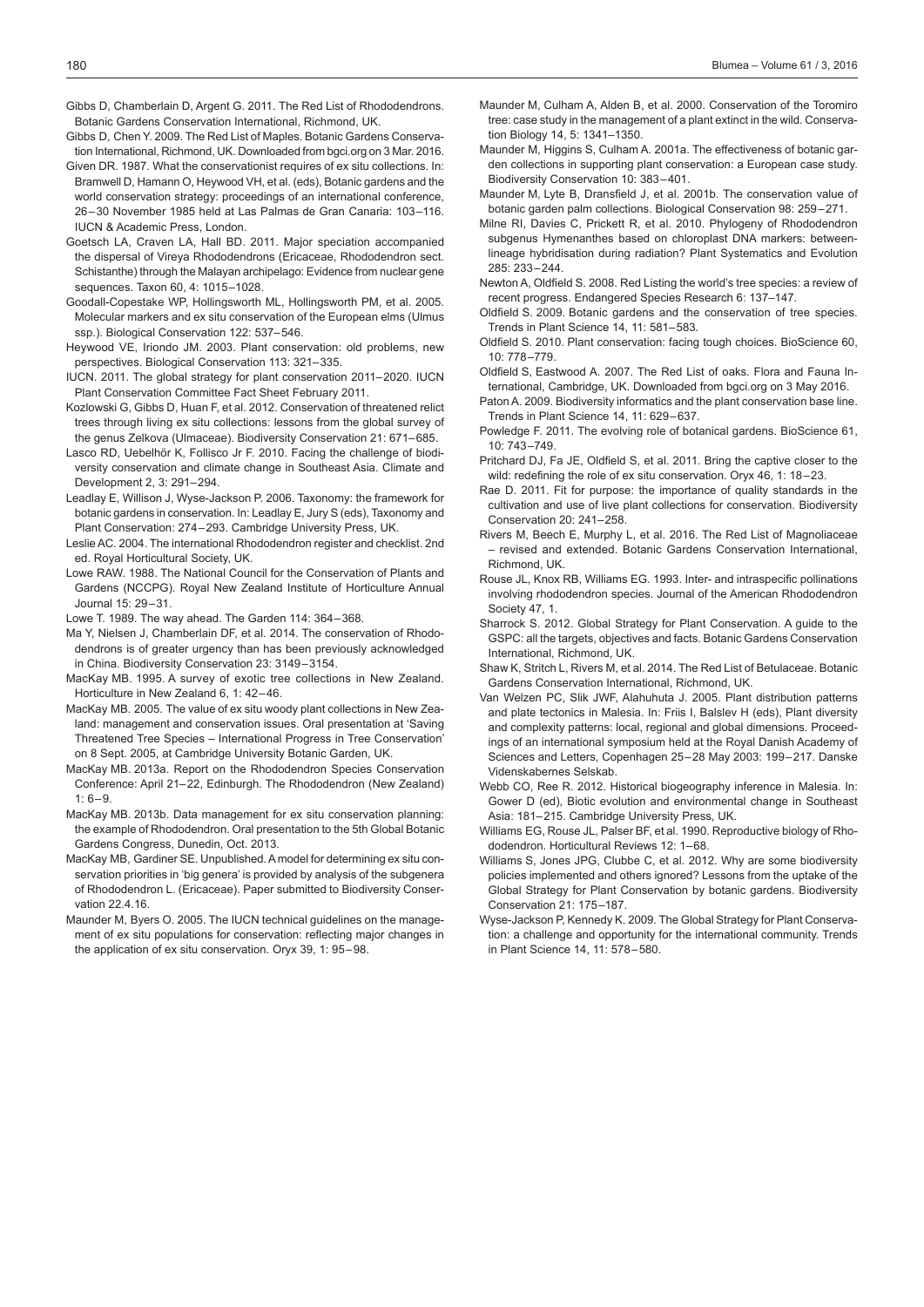Gibbs D, Chamberlain D, Argent G. 2011. The Red List of Rhododendrons. Botanic Gardens Conservation International, Richmond, UK.

Gibbs D, Chen Y. 2009. The Red List of Maples. Botanic Gardens Conservation International, Richmond, UK. Downloaded from bgci.org on 3 Mar. 2016.

Given DR. 1987. What the conservationist requires of ex situ collections. In: Bramwell D, Hamann O, Heywood VH, et al. (eds), Botanic gardens and the world conservation strategy: proceedings of an international conference, 26–30 November 1985 held at Las Palmas de Gran Canaria: 103–116. IUCN & Academic Press, London.

Goetsch LA, Craven LA, Hall BD. 2011. Major speciation accompanied the dispersal of Vireya Rhododendrons (Ericaceae, Rhododendron sect. Schistanthe) through the Malayan archipelago: Evidence from nuclear gene sequences. Taxon 60, 4: 1015–1028.

Goodall-Copestake WP, Hollingsworth ML, Hollingsworth PM, et al. 2005. Molecular markers and ex situ conservation of the European elms (Ulmus ssp.). Biological Conservation 122: 537–546.

Heywood VE, Iriondo JM. 2003. Plant conservation: old problems, new perspectives. Biological Conservation 113: 321–335.

IUCN. 2011. The global strategy for plant conservation 2011–2020. IUCN Plant Conservation Committee Fact Sheet February 2011.

Kozlowski G, Gibbs D, Huan F, et al. 2012. Conservation of threatened relict trees through living ex situ collections: lessons from the global survey of the genus Zelkova (Ulmaceae). Biodiversity Conservation 21: 671–685.

Lasco RD, Uebelhör K, Follisco Jr F. 2010. Facing the challenge of biodiversity conservation and climate change in Southeast Asia. Climate and Development 2, 3: 291–294.

Leadlay E, Willison J, Wyse-Jackson P. 2006. Taxonomy: the framework for botanic gardens in conservation. In: Leadlay E, Jury S (eds), Taxonomy and Plant Conservation: 274–293. Cambridge University Press, UK.

Leslie AC. 2004. The international Rhododendron register and checklist. 2nd ed. Royal Horticultural Society, UK.

Lowe RAW. 1988. The National Council for the Conservation of Plants and Gardens (NCCPG). Royal New Zealand Institute of Horticulture Annual Journal 15: 29–31.

Lowe T. 1989. The way ahead. The Garden 114: 364–368.

Ma Y, Nielsen J, Chamberlain DF, et al. 2014. The conservation of Rhododendrons is of greater urgency than has been previously acknowledged in China. Biodiversity Conservation 23: 3149–3154.

MacKay MB. 1995. A survey of exotic tree collections in New Zealand. Horticulture in New Zealand 6, 1: 42–46.

MacKay MB. 2005. The value of ex situ woody plant collections in New Zealand: management and conservation issues. Oral presentation at 'Saving Threatened Tree Species – International Progress in Tree Conservation' on 8 Sept. 2005, at Cambridge University Botanic Garden, UK.

MacKay MB. 2013a. Report on the Rhododendron Species Conservation Conference: April 21–22, Edinburgh. The Rhododendron (New Zealand) 1: 6–9.

MacKay MB. 2013b. Data management for ex situ conservation planning: the example of Rhododendron. Oral presentation to the 5th Global Botanic Gardens Congress, Dunedin, Oct. 2013.

MacKay MB, Gardiner SE. Unpublished. A model for determining ex situ conservation priorities in 'big genera' is provided by analysis of the subgenera of Rhododendron L. (Ericaceae). Paper submitted to Biodiversity Conservation 22.4.16.

Maunder M, Byers O. 2005. The IUCN technical guidelines on the management of ex situ populations for conservation: reflecting major changes in the application of ex situ conservation. Oryx 39, 1: 95–98.

Maunder M, Culham A, Alden B, et al. 2000. Conservation of the Toromiro tree: case study in the management of a plant extinct in the wild. Conservation Biology 14, 5: 1341–1350.

Maunder M, Higgins S, Culham A. 2001a. The effectiveness of botanic garden collections in supporting plant conservation: a European case study. Biodiversity Conservation 10: 383–401.

Maunder M, Lyte B, Dransfield J, et al. 2001b. The conservation value of botanic garden palm collections. Biological Conservation 98: 259–271.

Milne RI, Davies C, Prickett R, et al. 2010. Phylogeny of Rhododendron subgenus Hymenanthes based on chloroplast DNA markers: between-lineage hybridisation during radiation? Plant Systematics and Evolution 285: 233–244.

Newton A, Oldfield S. 2008. Red Listing the world's tree species: a review of recent progress. Endangered Species Research 6: 137–147.

Oldfield S. 2009. Botanic gardens and the conservation of tree species. Trends in Plant Science 14, 11: 581–583.

Oldfield S. 2010. Plant conservation: facing tough choices. BioScience 60, 10: 778–779.

Oldfield S, Eastwood A. 2007. The Red List of oaks. Flora and Fauna International, Cambridge, UK. Downloaded from bgci.org on 3 May 2016.

Paton A. 2009. Biodiversity informatics and the plant conservation base line. Trends in Plant Science 14, 11: 629–637.

Powledge F. 2011. The evolving role of botanical gardens. BioScience 61, 10: 743–749.

Pritchard DJ, Fa JE, Oldfield S, et al. 2011. Bring the captive closer to the wild: redefining the role of ex situ conservation. Oryx 46, 1: 18–23.

Rae D. 2011. Fit for purpose: the importance of quality standards in the cultivation and use of live plant collections for conservation. Biodiversity Conservation 20: 241–258.

Rivers M, Beech E, Murphy L, et al. 2016. The Red List of Magnoliaceae – revised and extended. Botanic Gardens Conservation International, Richmond, UK.

Rouse JL, Knox RB, Williams EG. 1993. Inter- and intraspecific pollinations involving rhododendron species. Journal of the American Rhododendron Society 47, 1.

Sharrock S. 2012. Global Strategy for Plant Conservation. A guide to the GSPC: all the targets, objectives and facts. Botanic Gardens Conservation International, Richmond, UK.

Shaw K, Stritch L, Rivers M, et al. 2014. The Red List of Betulaceae. Botanic Gardens Conservation International, Richmond, UK.

Van Welzen PC, Slik JWF, Alahuhuta J. 2005. Plant distribution patterns and plate tectonics in Malesia. In: Friis I, Balslev H (eds), Plant diversity and complexity patterns: local, regional and global dimensions. Proceedings of an international symposium held at the Royal Danish Academy of Sciences and Letters, Copenhagen 25–28 May 2003: 199–217. Danske Videnskabernes Selskab.

Webb CO, Ree R. 2012. Historical biogeography inference in Malesia. In: Gower D (ed), Biotic evolution and environmental change in Southeast Asia: 181–215. Cambridge University Press, UK.

Williams EG, Rouse JL, Palser BF, et al. 1990. Reproductive biology of Rhododendron. Horticultural Reviews 12: 1–68.

Williams S, Jones JPG, Clubbe C, et al. 2012. Why are some biodiversity policies implemented and others ignored? Lessons from the uptake of the Global Strategy for Plant Conservation by botanic gardens. Biodiversity Conservation 21: 175–187.

Wyse-Jackson P, Kennedy K. 2009. The Global Strategy for Plant Conservation: a challenge and opportunity for the international community. Trends in Plant Science 14, 11: 578–580.